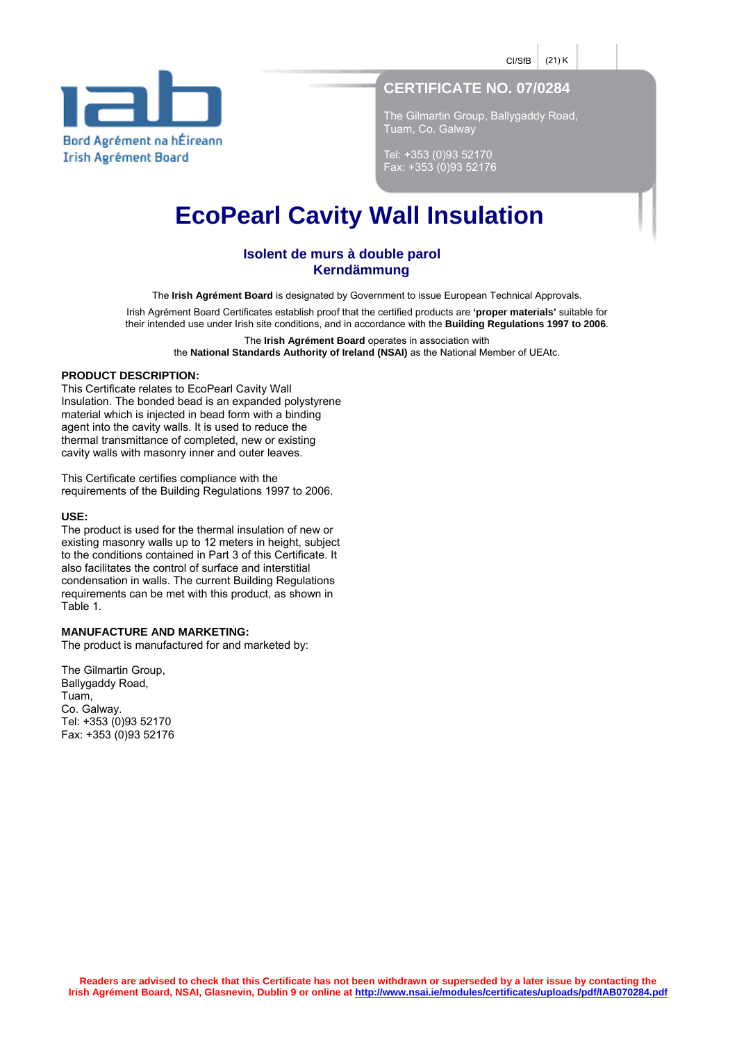CI/SfB | (21) K

Bord Agrément na hÉireann
Irish Agrément Board

## CERTIFICATE NO. 07/0284

The Gilmartin Group, Ballygaddy Road,
Tuam, Co. Galway

Tel: +353 (0)93 52170
Fax: +353 (0)93 52176

# EcoPearl Cavity Wall Insulation

### Isolent de murs à double parol
### Kerndämmung

The **Irish Agrément Board** is designated by Government to issue European Technical Approvals.

Irish Agrément Board Certificates establish proof that the certified products are **'proper materials'** suitable for their intended use under Irish site conditions, and in accordance with the **Building Regulations 1997 to 2006**.

The **Irish Agrément Board** operates in association with the **National Standards Authority of Ireland (NSAI)** as the National Member of UEAtc.

**PRODUCT DESCRIPTION:**
This Certificate relates to EcoPearl Cavity Wall Insulation. The bonded bead is an expanded polystyrene material which is injected in bead form with a binding agent into the cavity walls. It is used to reduce the thermal transmittance of completed, new or existing cavity walls with masonry inner and outer leaves.

This Certificate certifies compliance with the requirements of the Building Regulations 1997 to 2006.

**USE:**
The product is used for the thermal insulation of new or existing masonry walls up to 12 meters in height, subject to the conditions contained in Part 3 of this Certificate. It also facilitates the control of surface and interstitial condensation in walls. The current Building Regulations requirements can be met with this product, as shown in Table 1.

**MANUFACTURE AND MARKETING:**
The product is manufactured for and marketed by:

The Gilmartin Group,
Ballygaddy Road,
Tuam,
Co. Galway.
Tel: +353 (0)93 52170
Fax: +353 (0)93 52176

**Readers are advised to check that this Certificate has not been withdrawn or superseded by a later issue by contacting the Irish Agrément Board, NSAI, Glasnevin, Dublin 9 or online at http://www.nsai.ie/modules/certificates/uploads/pdf/IAB070284.pdf**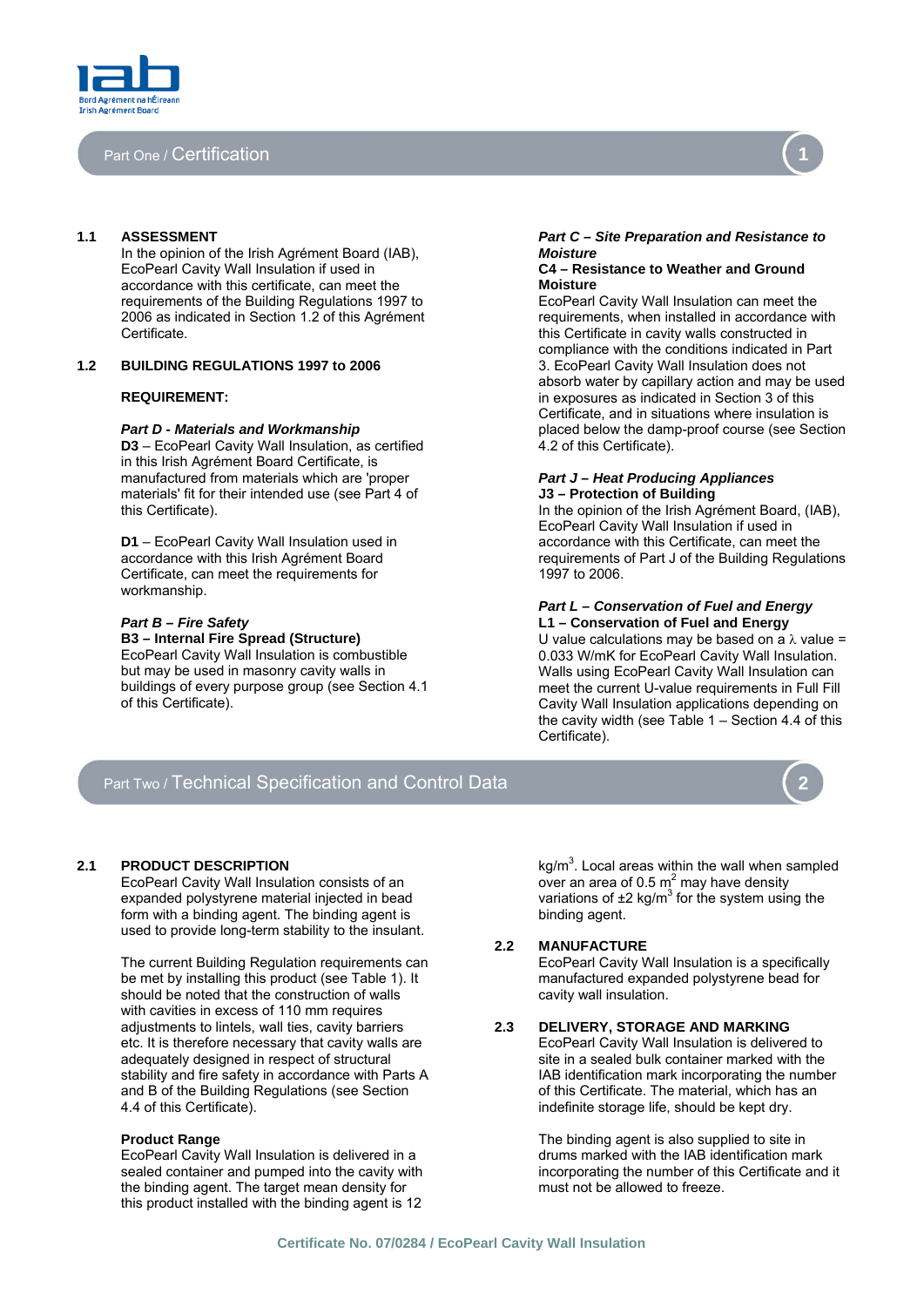# Part One / Certification

**1.1 ASSESSMENT**

In the opinion of the Irish Agrément Board (IAB), EcoPearl Cavity Wall Insulation if used in accordance with this certificate, can meet the requirements of the Building Regulations 1997 to 2006 as indicated in Section 1.2 of this Agrément Certificate.

**1.2 BUILDING REGULATIONS 1997 to 2006**

**REQUIREMENT:**

***Part D - Materials and Workmanship***

**D3** – EcoPearl Cavity Wall Insulation, as certified in this Irish Agrément Board Certificate, is manufactured from materials which are 'proper materials' fit for their intended use (see Part 4 of this Certificate).

**D1** – EcoPearl Cavity Wall Insulation used in accordance with this Irish Agrément Board Certificate, can meet the requirements for workmanship.

***Part B – Fire Safety***

**B3 – Internal Fire Spread (Structure)**

EcoPearl Cavity Wall Insulation is combustible but may be used in masonry cavity walls in buildings of every purpose group (see Section 4.1 of this Certificate).

***Part C – Site Preparation and Resistance to Moisture***

**C4 – Resistance to Weather and Ground Moisture**

EcoPearl Cavity Wall Insulation can meet the requirements, when installed in accordance with this Certificate in cavity walls constructed in compliance with the conditions indicated in Part 3. EcoPearl Cavity Wall Insulation does not absorb water by capillary action and may be used in exposures as indicated in Section 3 of this Certificate, and in situations where insulation is placed below the damp-proof course (see Section 4.2 of this Certificate).

***Part J – Heat Producing Appliances***

**J3 – Protection of Building**

In the opinion of the Irish Agrément Board, (IAB), EcoPearl Cavity Wall Insulation if used in accordance with this Certificate, can meet the requirements of Part J of the Building Regulations 1997 to 2006.

***Part L – Conservation of Fuel and Energy***

**L1 – Conservation of Fuel and Energy**

U value calculations may be based on a $\lambda$ value = 0.033 W/mK for EcoPearl Cavity Wall Insulation. Walls using EcoPearl Cavity Wall Insulation can meet the current U-value requirements in Full Fill Cavity Wall Insulation applications depending on the cavity width (see Table 1 – Section 4.4 of this Certificate).

# Part Two / Technical Specification and Control Data

**2.1 PRODUCT DESCRIPTION**

EcoPearl Cavity Wall Insulation consists of an expanded polystyrene material injected in bead form with a binding agent. The binding agent is used to provide long-term stability to the insulant.

The current Building Regulation requirements can be met by installing this product (see Table 1). It should be noted that the construction of walls with cavities in excess of 110 mm requires adjustments to lintels, wall ties, cavity barriers etc. It is therefore necessary that cavity walls are adequately designed in respect of structural stability and fire safety in accordance with Parts A and B of the Building Regulations (see Section 4.4 of this Certificate).

**Product Range**

EcoPearl Cavity Wall Insulation is delivered in a sealed container and pumped into the cavity with the binding agent. The target mean density for this product installed with the binding agent is 12 kg/m$^3$. Local areas within the wall when sampled over an area of 0.5 m$^2$ may have density variations of ±2 kg/m$^3$ for the system using the binding agent.

**2.2 MANUFACTURE**

EcoPearl Cavity Wall Insulation is a specifically manufactured expanded polystyrene bead for cavity wall insulation.

**2.3 DELIVERY, STORAGE AND MARKING**

EcoPearl Cavity Wall Insulation is delivered to site in a sealed bulk container marked with the IAB identification mark incorporating the number of this Certificate. The material, which has an indefinite storage life, should be kept dry.

The binding agent is also supplied to site in drums marked with the IAB identification mark incorporating the number of this Certificate and it must not be allowed to freeze.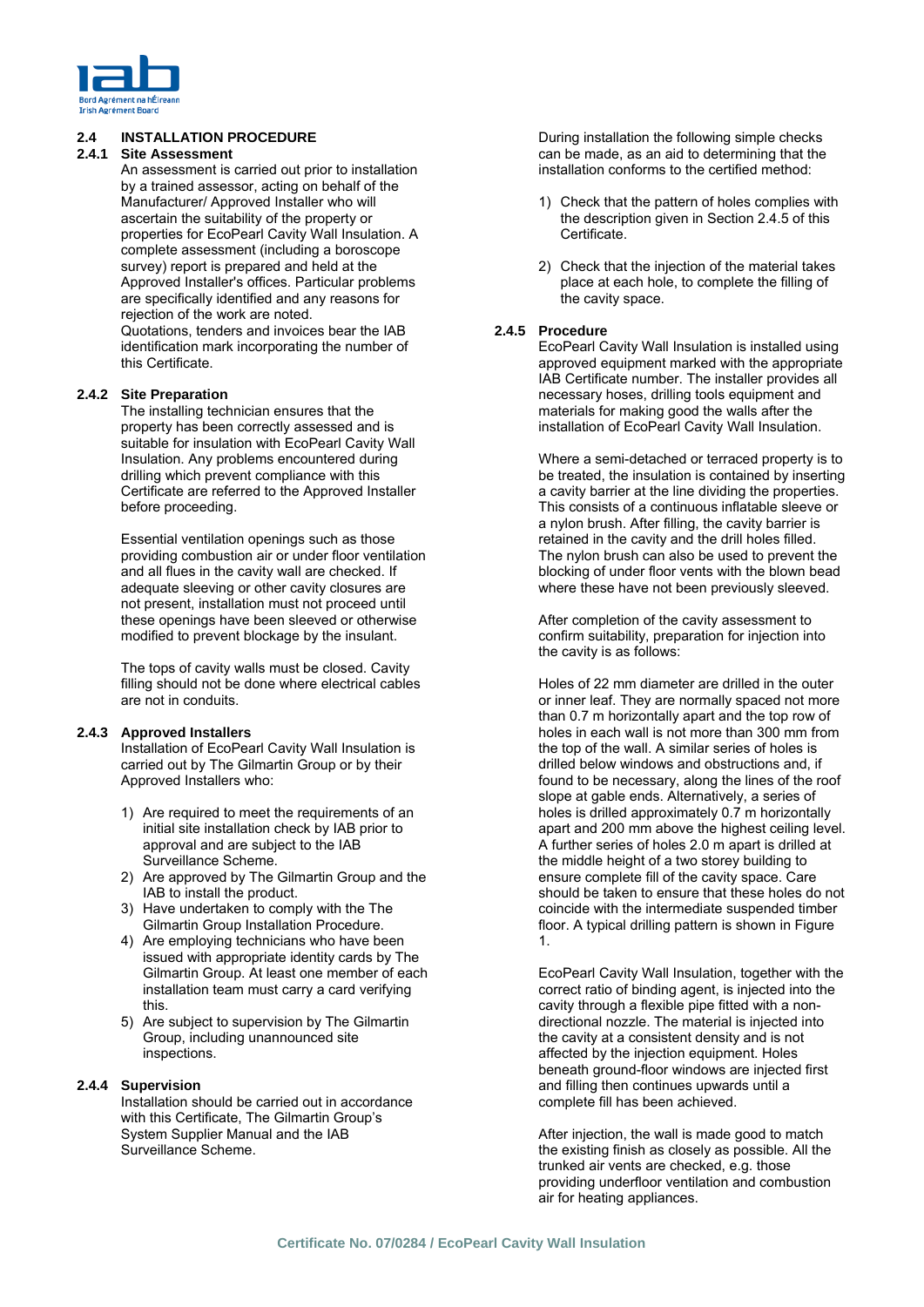### 2.4 INSTALLATION PROCEDURE

#### 2.4.1 Site Assessment

An assessment is carried out prior to installation by a trained assessor, acting on behalf of the Manufacturer/ Approved Installer who will ascertain the suitability of the property or properties for EcoPearl Cavity Wall Insulation. A complete assessment (including a boroscope survey) report is prepared and held at the Approved Installer's offices. Particular problems are specifically identified and any reasons for rejection of the work are noted.

Quotations, tenders and invoices bear the IAB identification mark incorporating the number of this Certificate.

#### 2.4.2 Site Preparation

The installing technician ensures that the property has been correctly assessed and is suitable for insulation with EcoPearl Cavity Wall Insulation. Any problems encountered during drilling which prevent compliance with this Certificate are referred to the Approved Installer before proceeding.

Essential ventilation openings such as those providing combustion air or under floor ventilation and all flues in the cavity wall are checked. If adequate sleeving or other cavity closures are not present, installation must not proceed until these openings have been sleeved or otherwise modified to prevent blockage by the insulant.

The tops of cavity walls must be closed. Cavity filling should not be done where electrical cables are not in conduits.

#### 2.4.3 Approved Installers

Installation of EcoPearl Cavity Wall Insulation is carried out by The Gilmartin Group or by their Approved Installers who:

1) Are required to meet the requirements of an initial site installation check by IAB prior to approval and are subject to the IAB Surveillance Scheme.
2) Are approved by The Gilmartin Group and the IAB to install the product.
3) Have undertaken to comply with the The Gilmartin Group Installation Procedure.
4) Are employing technicians who have been issued with appropriate identity cards by The Gilmartin Group. At least one member of each installation team must carry a card verifying this.
5) Are subject to supervision by The Gilmartin Group, including unannounced site inspections.

#### 2.4.4 Supervision

Installation should be carried out in accordance with this Certificate, The Gilmartin Group's System Supplier Manual and the IAB Surveillance Scheme.

During installation the following simple checks can be made, as an aid to determining that the installation conforms to the certified method:

1) Check that the pattern of holes complies with the description given in Section 2.4.5 of this Certificate.
2) Check that the injection of the material takes place at each hole, to complete the filling of the cavity space.

#### 2.4.5 Procedure

EcoPearl Cavity Wall Insulation is installed using approved equipment marked with the appropriate IAB Certificate number. The installer provides all necessary hoses, drilling tools equipment and materials for making good the walls after the installation of EcoPearl Cavity Wall Insulation.

Where a semi-detached or terraced property is to be treated, the insulation is contained by inserting a cavity barrier at the line dividing the properties. This consists of a continuous inflatable sleeve or a nylon brush. After filling, the cavity barrier is retained in the cavity and the drill holes filled. The nylon brush can also be used to prevent the blocking of under floor vents with the blown bead where these have not been previously sleeved.

After completion of the cavity assessment to confirm suitability, preparation for injection into the cavity is as follows:

Holes of 22 mm diameter are drilled in the outer or inner leaf. They are normally spaced not more than 0.7 m horizontally apart and the top row of holes in each wall is not more than 300 mm from the top of the wall. A similar series of holes is drilled below windows and obstructions and, if found to be necessary, along the lines of the roof slope at gable ends. Alternatively, a series of holes is drilled approximately 0.7 m horizontally apart and 200 mm above the highest ceiling level. A further series of holes 2.0 m apart is drilled at the middle height of a two storey building to ensure complete fill of the cavity space. Care should be taken to ensure that these holes do not coincide with the intermediate suspended timber floor. A typical drilling pattern is shown in Figure 1.

EcoPearl Cavity Wall Insulation, together with the correct ratio of binding agent, is injected into the cavity through a flexible pipe fitted with a non-directional nozzle. The material is injected into the cavity at a consistent density and is not affected by the injection equipment. Holes beneath ground-floor windows are injected first and filling then continues upwards until a complete fill has been achieved.

After injection, the wall is made good to match the existing finish as closely as possible. All the trunked air vents are checked, e.g. those providing underfloor ventilation and combustion air for heating appliances.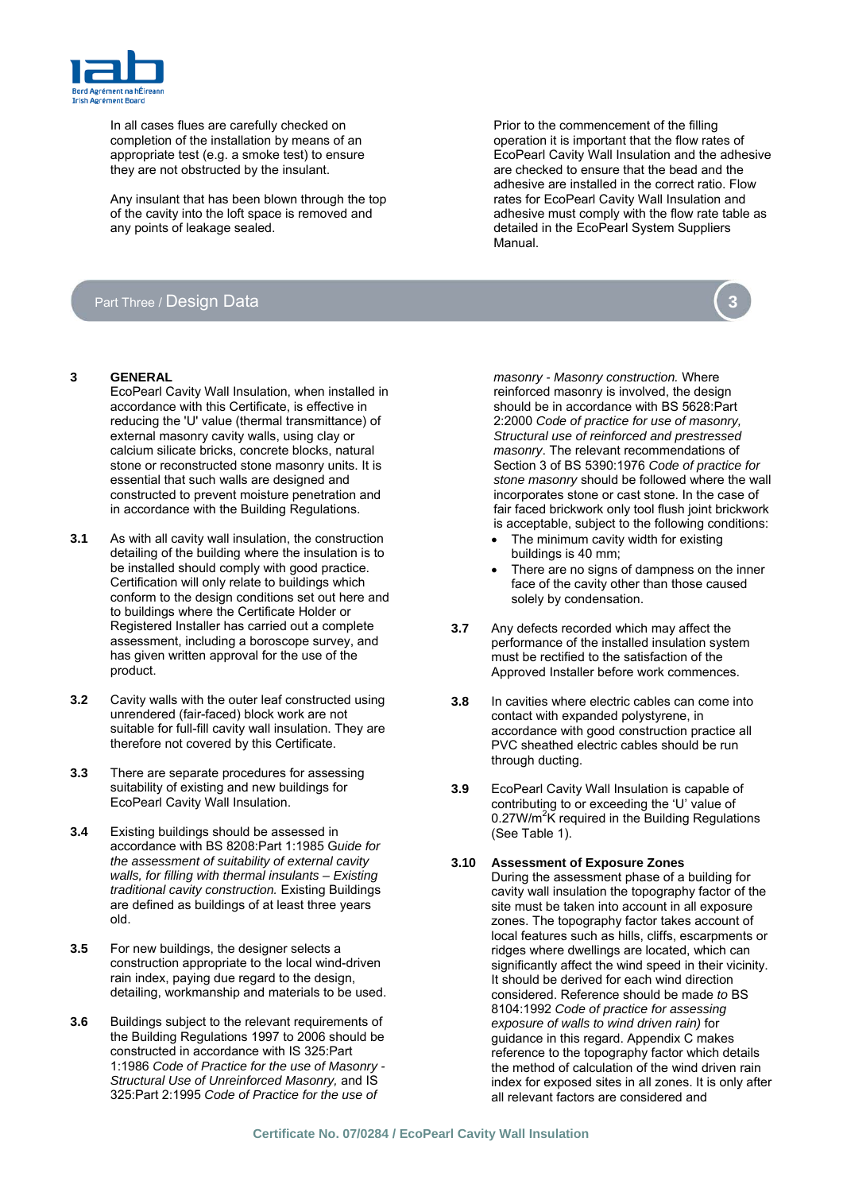In all cases flues are carefully checked on completion of the installation by means of an appropriate test (e.g. a smoke test) to ensure they are not obstructed by the insulant.

Any insulant that has been blown through the top of the cavity into the loft space is removed and any points of leakage sealed.

Prior to the commencement of the filling operation it is important that the flow rates of EcoPearl Cavity Wall Insulation and the adhesive are checked to ensure that the bead and the adhesive are installed in the correct ratio. Flow rates for EcoPearl Cavity Wall Insulation and adhesive must comply with the flow rate table as detailed in the EcoPearl System Suppliers Manual.

## Part Three / Design Data

**3 GENERAL**

EcoPearl Cavity Wall Insulation, when installed in accordance with this Certificate, is effective in reducing the 'U' value (thermal transmittance) of external masonry cavity walls, using clay or calcium silicate bricks, concrete blocks, natural stone or reconstructed stone masonry units. It is essential that such walls are designed and constructed to prevent moisture penetration and in accordance with the Building Regulations.

**3.1** As with all cavity wall insulation, the construction detailing of the building where the insulation is to be installed should comply with good practice. Certification will only relate to buildings which conform to the design conditions set out here and to buildings where the Certificate Holder or Registered Installer has carried out a complete assessment, including a boroscope survey, and has given written approval for the use of the product.

**3.2** Cavity walls with the outer leaf constructed using unrendered (fair-faced) block work are not suitable for full-fill cavity wall insulation. They are therefore not covered by this Certificate.

**3.3** There are separate procedures for assessing suitability of existing and new buildings for EcoPearl Cavity Wall Insulation.

**3.4** Existing buildings should be assessed in accordance with BS 8208:Part 1:1985 G*uide for the assessment of suitability of external cavity walls, for filling with thermal insulants – Existing traditional cavity construction.* Existing Buildings are defined as buildings of at least three years old.

**3.5** For new buildings, the designer selects a construction appropriate to the local wind-driven rain index, paying due regard to the design, detailing, workmanship and materials to be used.

**3.6** Buildings subject to the relevant requirements of the Building Regulations 1997 to 2006 should be constructed in accordance with IS 325:Part 1:1986 *Code of Practice for the use of Masonry - Structural Use of Unreinforced Masonry,* and IS 325:Part 2:1995 *Code of Practice for the use of masonry - Masonry construction.* Where reinforced masonry is involved, the design should be in accordance with BS 5628:Part 2:2000 *Code of practice for use of masonry, Structural use of reinforced and prestressed masonry*. The relevant recommendations of Section 3 of BS 5390:1976 *Code of practice for stone masonry* should be followed where the wall incorporates stone or cast stone. In the case of fair faced brickwork only tool flush joint brickwork is acceptable, subject to the following conditions:

- The minimum cavity width for existing buildings is 40 mm;
- There are no signs of dampness on the inner face of the cavity other than those caused solely by condensation.

**3.7** Any defects recorded which may affect the performance of the installed insulation system must be rectified to the satisfaction of the Approved Installer before work commences.

**3.8** In cavities where electric cables can come into contact with expanded polystyrene, in accordance with good construction practice all PVC sheathed electric cables should be run through ducting.

**3.9** EcoPearl Cavity Wall Insulation is capable of contributing to or exceeding the 'U' value of $0.27W/m^2K$ required in the Building Regulations (See Table 1).

**3.10 Assessment of Exposure Zones**

During the assessment phase of a building for cavity wall insulation the topography factor of the site must be taken into account in all exposure zones. The topography factor takes account of local features such as hills, cliffs, escarpments or ridges where dwellings are located, which can significantly affect the wind speed in their vicinity. It should be derived for each wind direction considered. Reference should be made *to* BS 8104:1992 *Code of practice for assessing exposure of walls to wind driven rain)* for guidance in this regard. Appendix C makes reference to the topography factor which details the method of calculation of the wind driven rain index for exposed sites in all zones. It is only after all relevant factors are considered and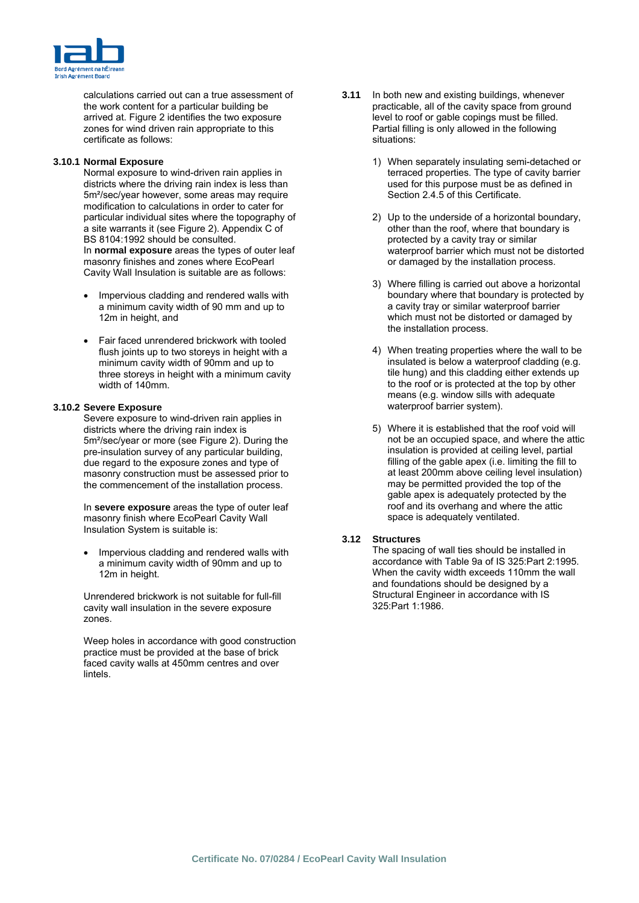calculations carried out can a true assessment of the work content for a particular building be arrived at. Figure 2 identifies the two exposure zones for wind driven rain appropriate to this certificate as follows:

### 3.10.1 Normal Exposure

Normal exposure to wind-driven rain applies in districts where the driving rain index is less than 5m²/sec/year however, some areas may require modification to calculations in order to cater for particular individual sites where the topography of a site warrants it (see Figure 2). Appendix C of BS 8104:1992 should be consulted.

In **normal exposure** areas the types of outer leaf masonry finishes and zones where EcoPearl Cavity Wall Insulation is suitable are as follows:

- Impervious cladding and rendered walls with a minimum cavity width of 90 mm and up to 12m in height, and
- Fair faced unrendered brickwork with tooled flush joints up to two storeys in height with a minimum cavity width of 90mm and up to three storeys in height with a minimum cavity width of 140mm.

### 3.10.2 Severe Exposure

Severe exposure to wind-driven rain applies in districts where the driving rain index is 5m²/sec/year or more (see Figure 2). During the pre-insulation survey of any particular building, due regard to the exposure zones and type of masonry construction must be assessed prior to the commencement of the installation process.

In **severe exposure** areas the type of outer leaf masonry finish where EcoPearl Cavity Wall Insulation System is suitable is:

- Impervious cladding and rendered walls with a minimum cavity width of 90mm and up to 12m in height.

Unrendered brickwork is not suitable for full-fill cavity wall insulation in the severe exposure zones.

Weep holes in accordance with good construction practice must be provided at the base of brick faced cavity walls at 450mm centres and over lintels.

**3.11** In both new and existing buildings, whenever practicable, all of the cavity space from ground level to roof or gable copings must be filled. Partial filling is only allowed in the following situations:

1) When separately insulating semi-detached or terraced properties. The type of cavity barrier used for this purpose must be as defined in Section 2.4.5 of this Certificate.
2) Up to the underside of a horizontal boundary, other than the roof, where that boundary is protected by a cavity tray or similar waterproof barrier which must not be distorted or damaged by the installation process.
3) Where filling is carried out above a horizontal boundary where that boundary is protected by a cavity tray or similar waterproof barrier which must not be distorted or damaged by the installation process.
4) When treating properties where the wall to be insulated is below a waterproof cladding (e.g. tile hung) and this cladding either extends up to the roof or is protected at the top by other means (e.g. window sills with adequate waterproof barrier system).
5) Where it is established that the roof void will not be an occupied space, and where the attic insulation is provided at ceiling level, partial filling of the gable apex (i.e. limiting the fill to at least 200mm above ceiling level insulation) may be permitted provided the top of the gable apex is adequately protected by the roof and its overhang and where the attic space is adequately ventilated.

### 3.12 Structures

The spacing of wall ties should be installed in accordance with Table 9a of IS 325:Part 2:1995. When the cavity width exceeds 110mm the wall and foundations should be designed by a Structural Engineer in accordance with IS 325:Part 1:1986.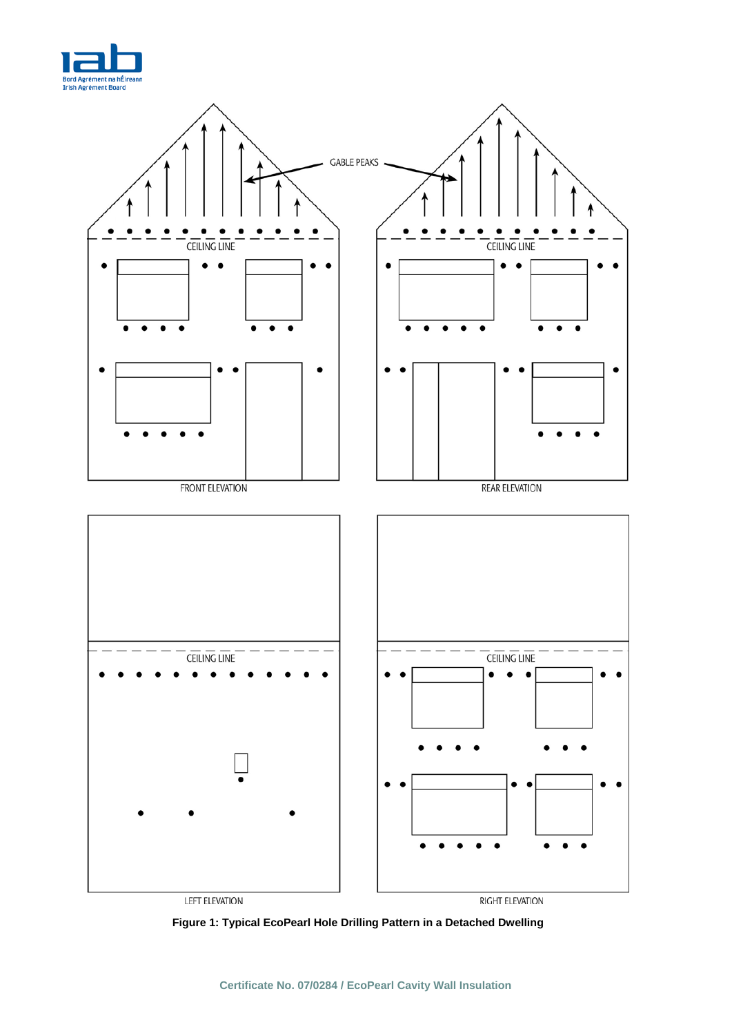GABLE PEAKS

CEILING LINE

FRONT ELEVATION

CEILING LINE

REAR ELEVATION

CEILING LINE

LEFT ELEVATION

CEILING LINE

RIGHT ELEVATION

**Figure 1: Typical EcoPearl Hole Drilling Pattern in a Detached Dwelling**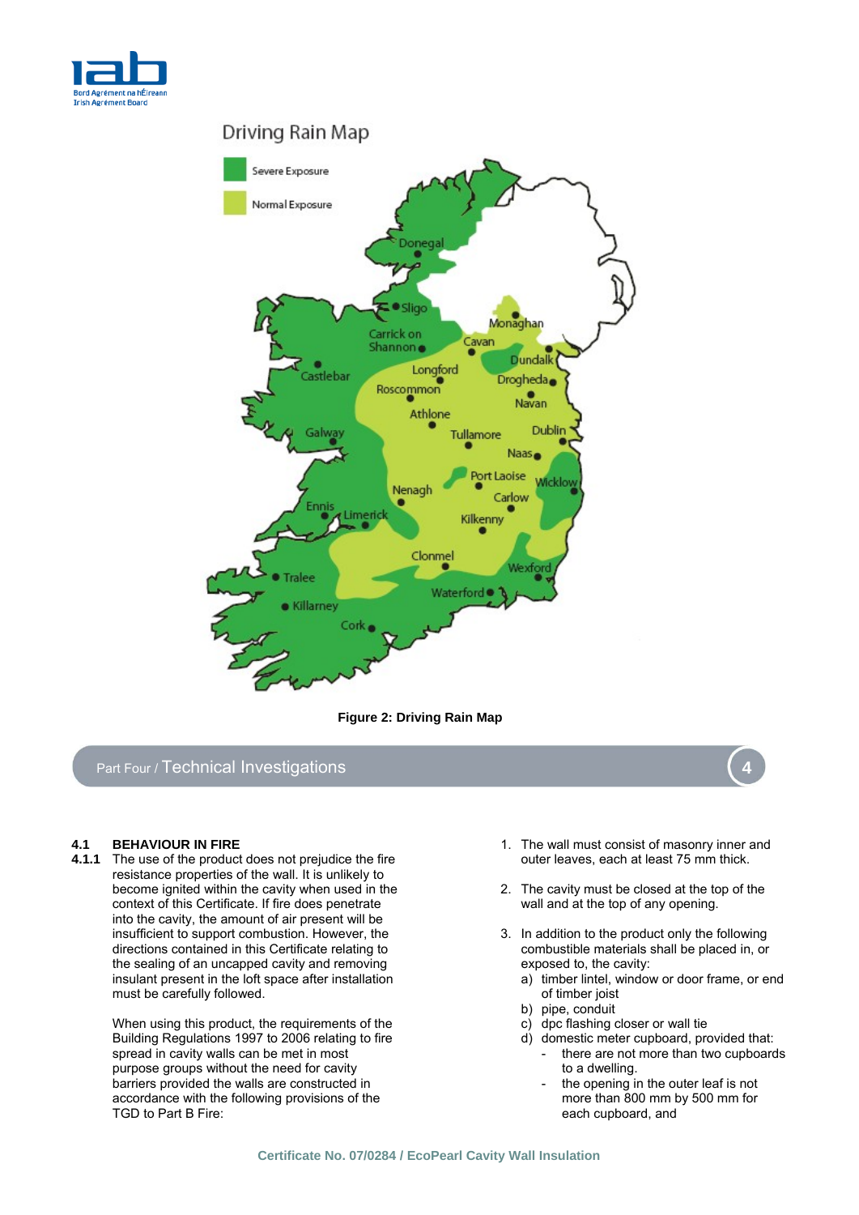Driving Rain Map

Severe Exposure

Normal Exposure

Figure 2: Driving Rain Map

## Part Four / Technical Investigations

### 4.1 BEHAVIOUR IN FIRE

**4.1.1** The use of the product does not prejudice the fire resistance properties of the wall. It is unlikely to become ignited within the cavity when used in the context of this Certificate. If fire does penetrate into the cavity, the amount of air present will be insufficient to support combustion. However, the directions contained in this Certificate relating to the sealing of an uncapped cavity and removing insulant present in the loft space after installation must be carefully followed.

When using this product, the requirements of the Building Regulations 1997 to 2006 relating to fire spread in cavity walls can be met in most purpose groups without the need for cavity barriers provided the walls are constructed in accordance with the following provisions of the TGD to Part B Fire:

1. The wall must consist of masonry inner and outer leaves, each at least 75 mm thick.

2. The cavity must be closed at the top of the wall and at the top of any opening.

3. In addition to the product only the following combustible materials shall be placed in, or exposed to, the cavity:
   a) timber lintel, window or door frame, or end of timber joist
   b) pipe, conduit
   c) dpc flashing closer or wall tie
   d) domestic meter cupboard, provided that:
      - there are not more than two cupboards to a dwelling.
      - the opening in the outer leaf is not more than 800 mm by 500 mm for each cupboard, and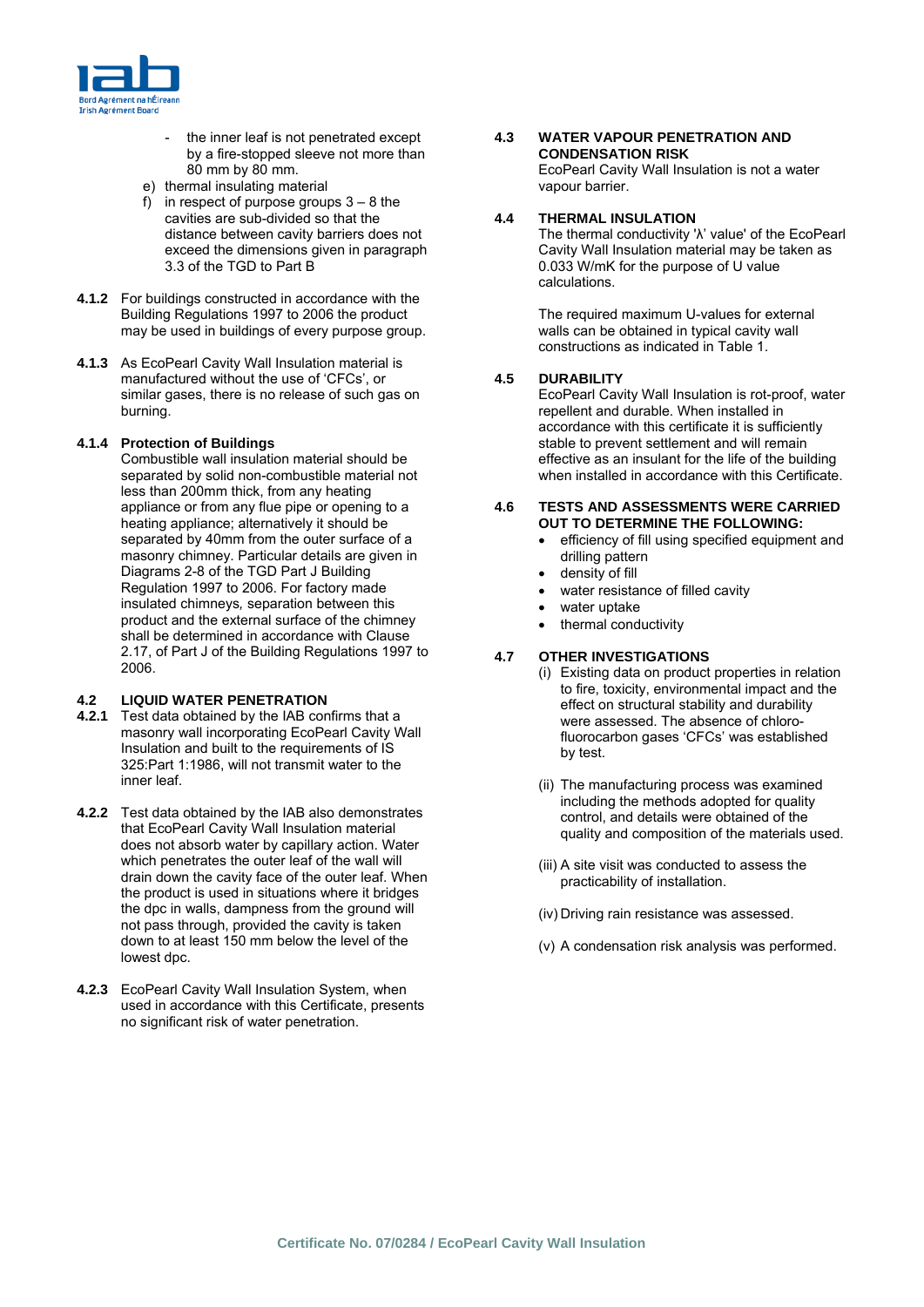- the inner leaf is not penetrated except by a fire-stopped sleeve not more than 80 mm by 80 mm.

e) thermal insulating material

f) in respect of purpose groups 3 – 8 the cavities are sub-divided so that the distance between cavity barriers does not exceed the dimensions given in paragraph 3.3 of the TGD to Part B

**4.1.2** For buildings constructed in accordance with the Building Regulations 1997 to 2006 the product may be used in buildings of every purpose group.

**4.1.3** As EcoPearl Cavity Wall Insulation material is manufactured without the use of 'CFCs', or similar gases, there is no release of such gas on burning.

**4.1.4 Protection of Buildings**
Combustible wall insulation material should be separated by solid non-combustible material not less than 200mm thick, from any heating appliance or from any flue pipe or opening to a heating appliance; alternatively it should be separated by 40mm from the outer surface of a masonry chimney. Particular details are given in Diagrams 2-8 of the TGD Part J Building Regulation 1997 to 2006. For factory made insulated chimneys, separation between this product and the external surface of the chimney shall be determined in accordance with Clause 2.17, of Part J of the Building Regulations 1997 to 2006.

## 4.2 LIQUID WATER PENETRATION

**4.2.1** Test data obtained by the IAB confirms that a masonry wall incorporating EcoPearl Cavity Wall Insulation and built to the requirements of IS 325:Part 1:1986, will not transmit water to the inner leaf.

**4.2.2** Test data obtained by the IAB also demonstrates that EcoPearl Cavity Wall Insulation material does not absorb water by capillary action. Water which penetrates the outer leaf of the wall will drain down the cavity face of the outer leaf. When the product is used in situations where it bridges the dpc in walls, dampness from the ground will not pass through, provided the cavity is taken down to at least 150 mm below the level of the lowest dpc.

**4.2.3** EcoPearl Cavity Wall Insulation System, when used in accordance with this Certificate, presents no significant risk of water penetration.

## 4.3 WATER VAPOUR PENETRATION AND CONDENSATION RISK

EcoPearl Cavity Wall Insulation is not a water vapour barrier.

## 4.4 THERMAL INSULATION

The thermal conductivity 'λ' value' of the EcoPearl Cavity Wall Insulation material may be taken as 0.033 W/mK for the purpose of U value calculations.

The required maximum U-values for external walls can be obtained in typical cavity wall constructions as indicated in Table 1.

## 4.5 DURABILITY

EcoPearl Cavity Wall Insulation is rot-proof, water repellent and durable. When installed in accordance with this certificate it is sufficiently stable to prevent settlement and will remain effective as an insulant for the life of the building when installed in accordance with this Certificate.

## 4.6 TESTS AND ASSESSMENTS WERE CARRIED OUT TO DETERMINE THE FOLLOWING:

- efficiency of fill using specified equipment and drilling pattern
- density of fill
- water resistance of filled cavity
- water uptake
- thermal conductivity

## 4.7 OTHER INVESTIGATIONS

(i) Existing data on product properties in relation to fire, toxicity, environmental impact and the effect on structural stability and durability were assessed. The absence of chloro-fluorocarbon gases 'CFCs' was established by test.

(ii) The manufacturing process was examined including the methods adopted for quality control, and details were obtained of the quality and composition of the materials used.

(iii) A site visit was conducted to assess the practicability of installation.

(iv) Driving rain resistance was assessed.

(v) A condensation risk analysis was performed.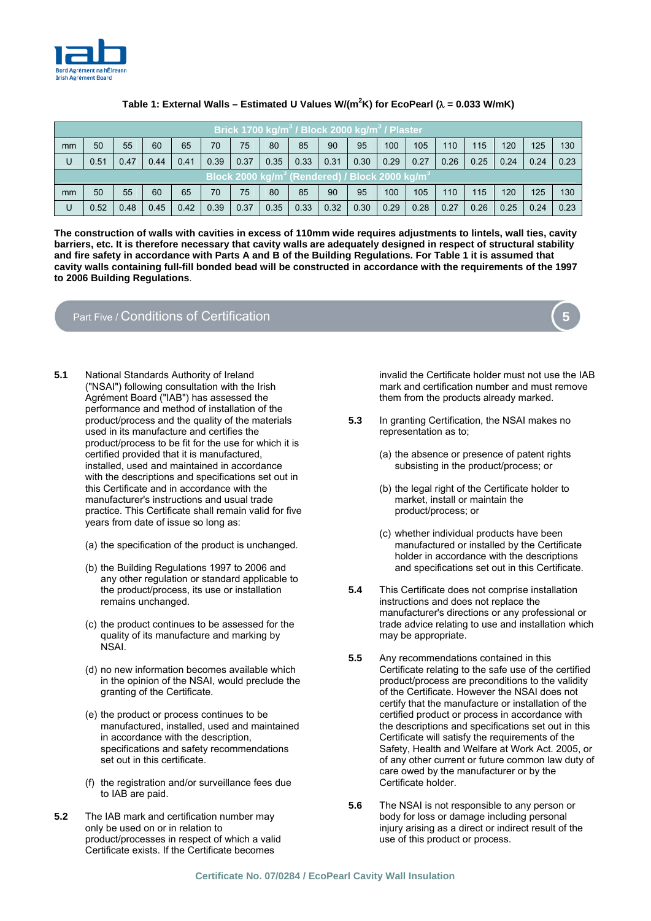**Table 1: External Walls – Estimated U Values W/($m^2$K) for EcoPearl ($\lambda$ = 0.033 W/mK)**

| Brick 1700 kg/$m^3$ / Block 2000 kg/$m^3$ / Plaster | | | | | | | | | | | | | | | | | |
|---|---|---|---|---|---|---|---|---|---|---|---|---|---|---|---|---|---|
| mm | 50 | 55 | 60 | 65 | 70 | 75 | 80 | 85 | 90 | 95 | 100 | 105 | 110 | 115 | 120 | 125 | 130 |
| U | 0.51 | 0.47 | 0.44 | 0.41 | 0.39 | 0.37 | 0.35 | 0.33 | 0.31 | 0.30 | 0.29 | 0.27 | 0.26 | 0.25 | 0.24 | 0.24 | 0.23 |
| **Block 2000 kg/$m^3$ (Rendered) / Block 2000 kg/$m^3$** | | | | | | | | | | | | | | | | | |
| mm | 50 | 55 | 60 | 65 | 70 | 75 | 80 | 85 | 90 | 95 | 100 | 105 | 110 | 115 | 120 | 125 | 130 |
| U | 0.52 | 0.48 | 0.45 | 0.42 | 0.39 | 0.37 | 0.35 | 0.33 | 0.32 | 0.30 | 0.29 | 0.28 | 0.27 | 0.26 | 0.25 | 0.24 | 0.23 |

**The construction of walls with cavities in excess of 110mm wide requires adjustments to lintels, wall ties, cavity barriers, etc. It is therefore necessary that cavity walls are adequately designed in respect of structural stability and fire safety in accordance with Parts A and B of the Building Regulations. For Table 1 it is assumed that cavity walls containing full-fill bonded bead will be constructed in accordance with the requirements of the 1997 to 2006 Building Regulations**.

## Part Five / Conditions of Certification

**5.1** National Standards Authority of Ireland ("NSAI") following consultation with the Irish Agrément Board ("IAB") has assessed the performance and method of installation of the product/process and the quality of the materials used in its manufacture and certifies the product/process to be fit for the use for which it is certified provided that it is manufactured, installed, used and maintained in accordance with the descriptions and specifications set out in this Certificate and in accordance with the manufacturer's instructions and usual trade practice. This Certificate shall remain valid for five years from date of issue so long as:

(a) the specification of the product is unchanged.

(b) the Building Regulations 1997 to 2006 and any other regulation or standard applicable to the product/process, its use or installation remains unchanged.

(c) the product continues to be assessed for the quality of its manufacture and marking by NSAI.

(d) no new information becomes available which in the opinion of the NSAI, would preclude the granting of the Certificate.

(e) the product or process continues to be manufactured, installed, used and maintained in accordance with the description, specifications and safety recommendations set out in this certificate.

(f) the registration and/or surveillance fees due to IAB are paid.

**5.2** The IAB mark and certification number may only be used on or in relation to product/processes in respect of which a valid Certificate exists. If the Certificate becomes invalid the Certificate holder must not use the IAB mark and certification number and must remove them from the products already marked.

**5.3** In granting Certification, the NSAI makes no representation as to;

(a) the absence or presence of patent rights subsisting in the product/process; or

(b) the legal right of the Certificate holder to market, install or maintain the product/process; or

(c) whether individual products have been manufactured or installed by the Certificate holder in accordance with the descriptions and specifications set out in this Certificate.

**5.4** This Certificate does not comprise installation instructions and does not replace the manufacturer's directions or any professional or trade advice relating to use and installation which may be appropriate.

**5.5** Any recommendations contained in this Certificate relating to the safe use of the certified product/process are preconditions to the validity of the Certificate. However the NSAI does not certify that the manufacture or installation of the certified product or process in accordance with the descriptions and specifications set out in this Certificate will satisfy the requirements of the Safety, Health and Welfare at Work Act. 2005, or of any other current or future common law duty of care owed by the manufacturer or by the Certificate holder.

**5.6** The NSAI is not responsible to any person or body for loss or damage including personal injury arising as a direct or indirect result of the use of this product or process.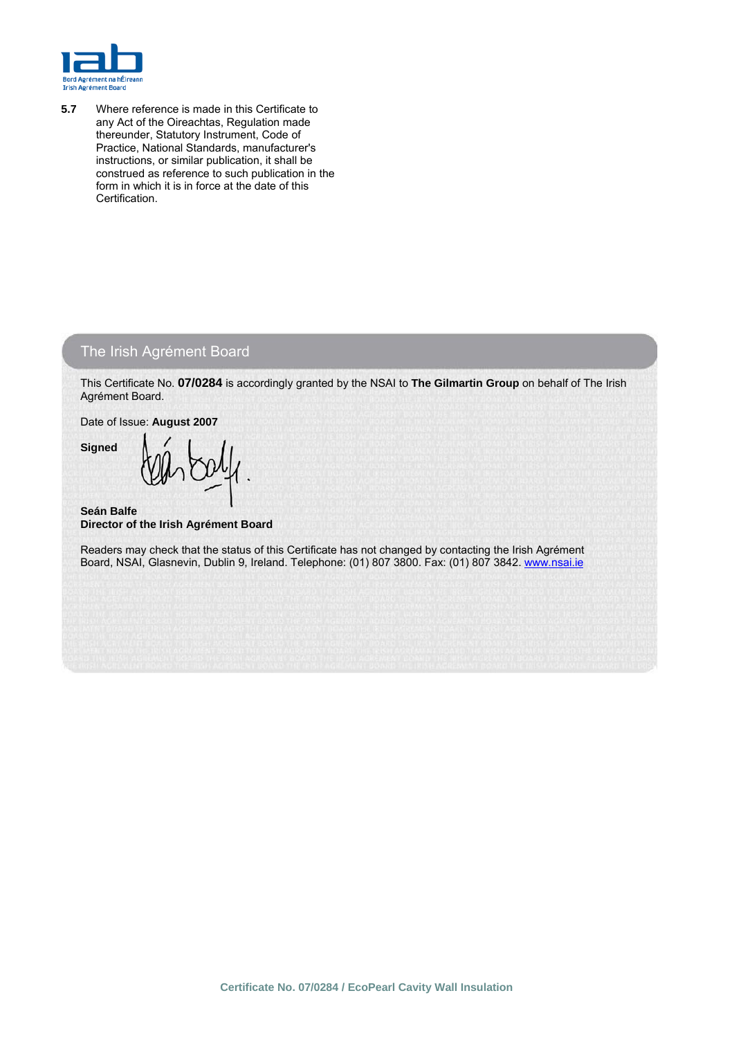**5.7** Where reference is made in this Certificate to any Act of the Oireachtas, Regulation made thereunder, Statutory Instrument, Code of Practice, National Standards, manufacturer's instructions, or similar publication, it shall be construed as reference to such publication in the form in which it is in force at the date of this Certification.

## The Irish Agrément Board

This Certificate No. **07/0284** is accordingly granted by the NSAI to **The Gilmartin Group** on behalf of The Irish Agrément Board.

Date of Issue: **August 2007**

**Signed**

**Seán Balfe**
**Director of the Irish Agrément Board**

Readers may check that the status of this Certificate has not changed by contacting the Irish Agrément Board, NSAI, Glasnevin, Dublin 9, Ireland. Telephone: (01) 807 3800. Fax: (01) 807 3842. www.nsai.ie